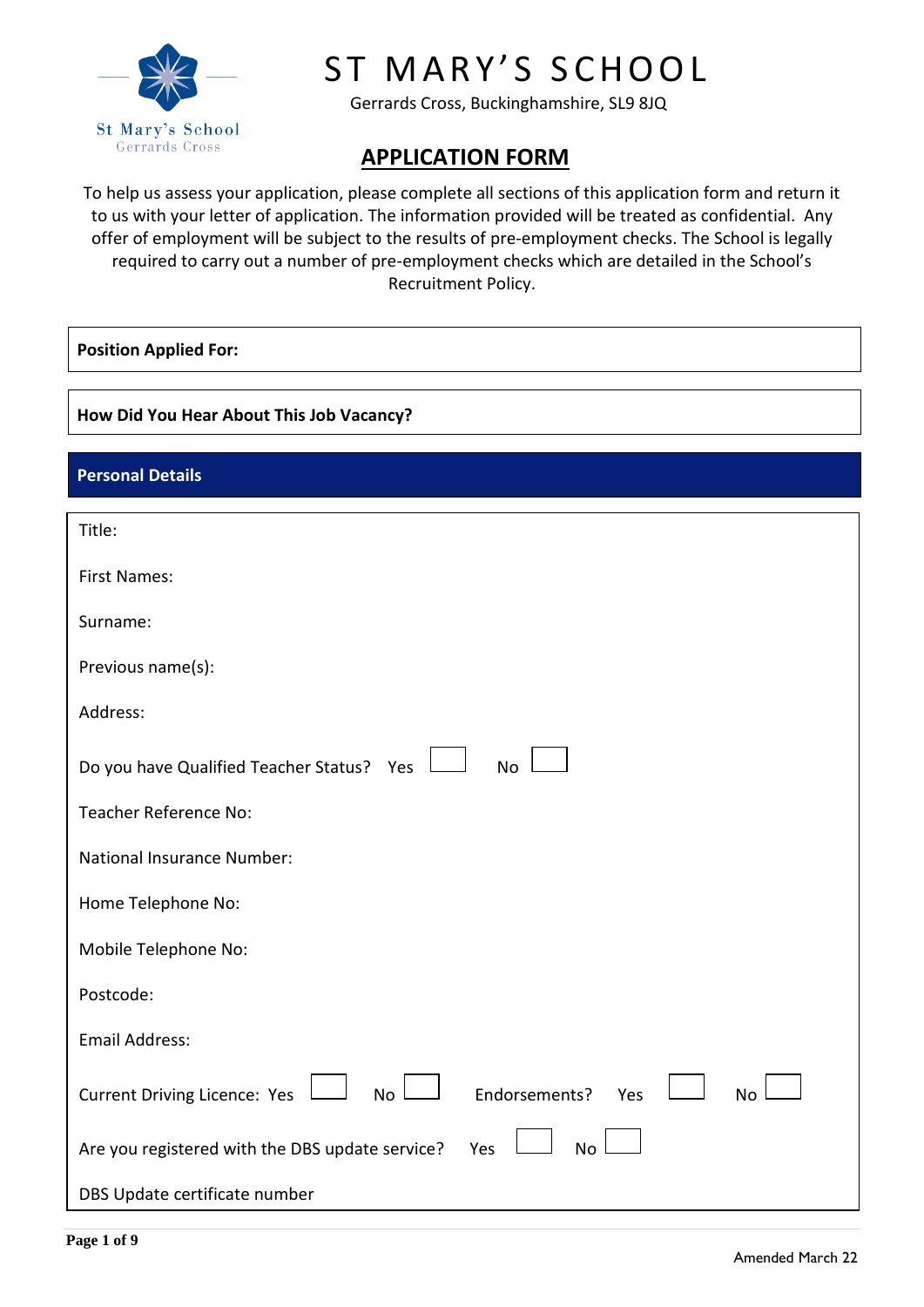# ST MARY'S SCHOOL

Gerrards Cross, Buckinghamshire, SL9 8JQ

## APPLICATION FORM

To help us assess your application, please complete all sections of this application form and return it to us with your letter of application. The information provided will be treated as confidential. Any offer of employment will be subject to the results of pre-employment checks. The School is legally required to carry out a number of pre-employment checks which are detailed in the School's Recruitment Policy.

**Position Applied For:**

**How Did You Hear About This Job Vacancy?**

### Personal Details

Title:

First Names:

Surname:

Previous name(s):

Address:

Do you have Qualified Teacher Status? Yes ☐ No ☐

Teacher Reference No:

National Insurance Number:

Home Telephone No:

Mobile Telephone No:

Postcode:

Email Address:

Current Driving Licence: Yes ☐ No ☐ Endorsements? Yes ☐ No ☐

Are you registered with the DBS update service? Yes ☐ No ☐

DBS Update certificate number

Amended March 22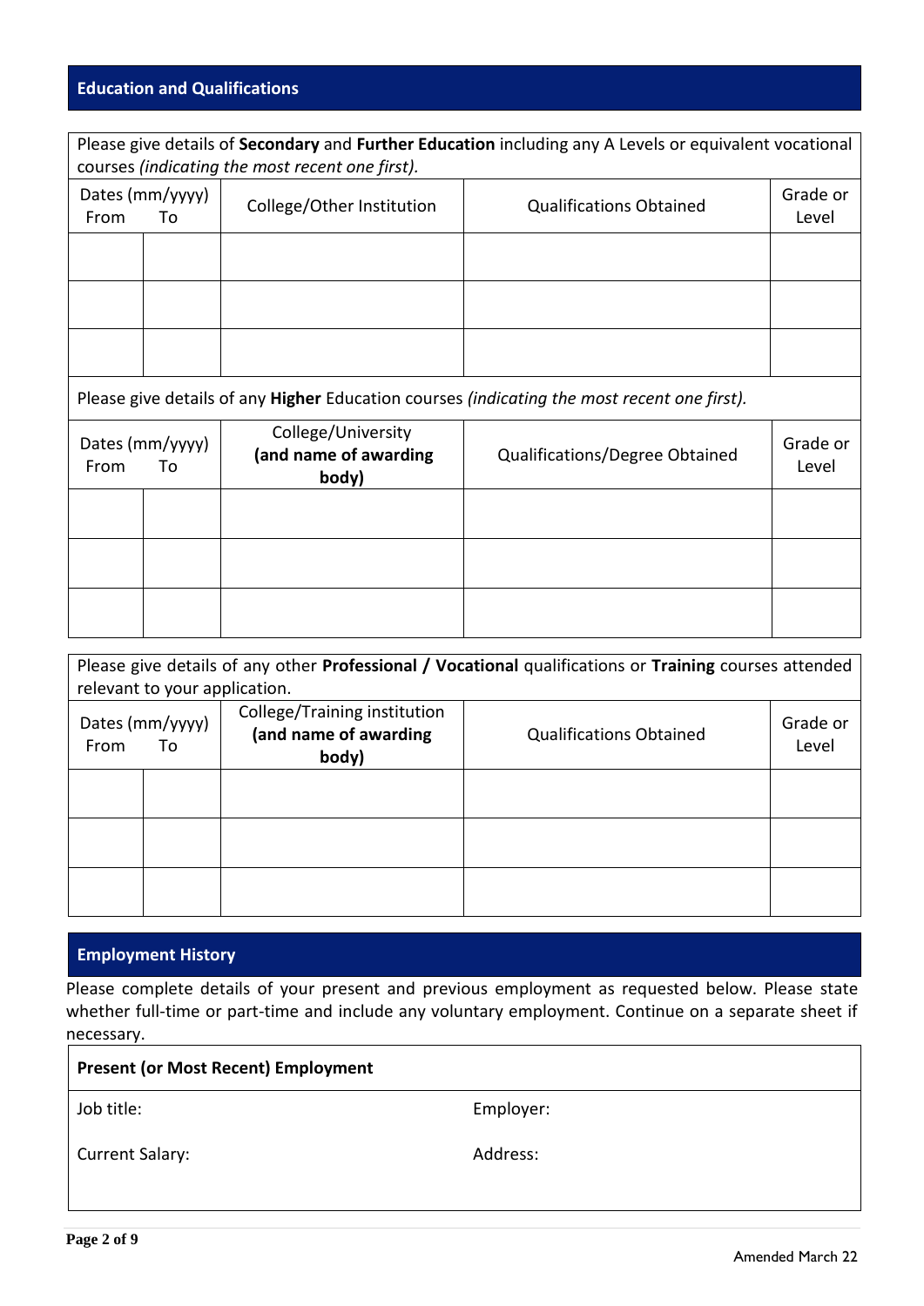## Education and Qualifications

Please give details of **Secondary** and **Further Education** including any A Levels or equivalent vocational courses *(indicating the most recent one first).*

| Dates (mm/yyyy) From | To | College/Other Institution | Qualifications Obtained | Grade or Level |
|---|---|---|---|---|
| | | | | |
| | | | | |
| | | | | |

Please give details of any **Higher** Education courses *(indicating the most recent one first).*

| Dates (mm/yyyy) From | To | College/University **(and name of awarding body)** | Qualifications/Degree Obtained | Grade or Level |
|---|---|---|---|---|
| | | | | |
| | | | | |
| | | | | |

Please give details of any other **Professional / Vocational** qualifications or **Training** courses attended relevant to your application.

| Dates (mm/yyyy) From | To | College/Training institution **(and name of awarding body)** | Qualifications Obtained | Grade or Level |
|---|---|---|---|---|
| | | | | |
| | | | | |
| | | | | |

## Employment History

Please complete details of your present and previous employment as requested below. Please state whether full-time or part-time and include any voluntary employment. Continue on a separate sheet if necessary.

**Present (or Most Recent) Employment**

| | |
|---|---|
| Job title: | Employer: |
| Current Salary: | Address: |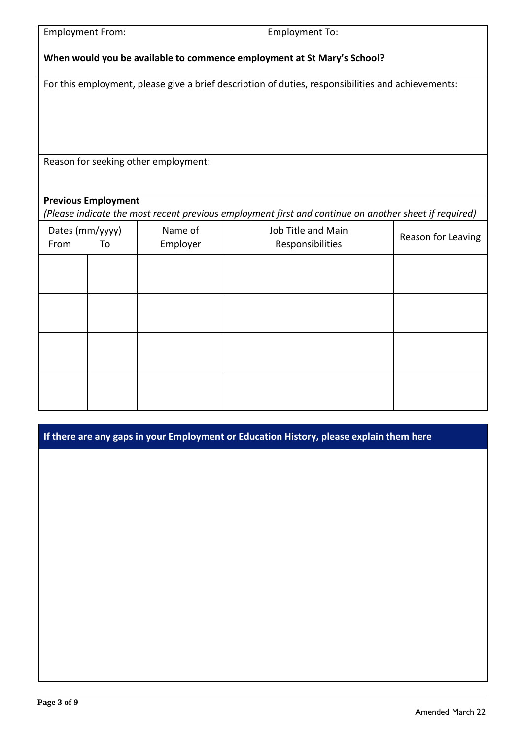Employment From: Employment To:

**When would you be available to commence employment at St Mary's School?**

For this employment, please give a brief description of duties, responsibilities and achievements:

Reason for seeking other employment:

**Previous Employment**

*(Please indicate the most recent previous employment first and continue on another sheet if required)*

| Dates (mm/yyyy) From | To | Name of Employer | Job Title and Main Responsibilities | Reason for Leaving |
|---|---|---|---|---|
| | | | | |
| | | | | |
| | | | | |
| | | | | |

**If there are any gaps in your Employment or Education History, please explain them here**

Amended March 22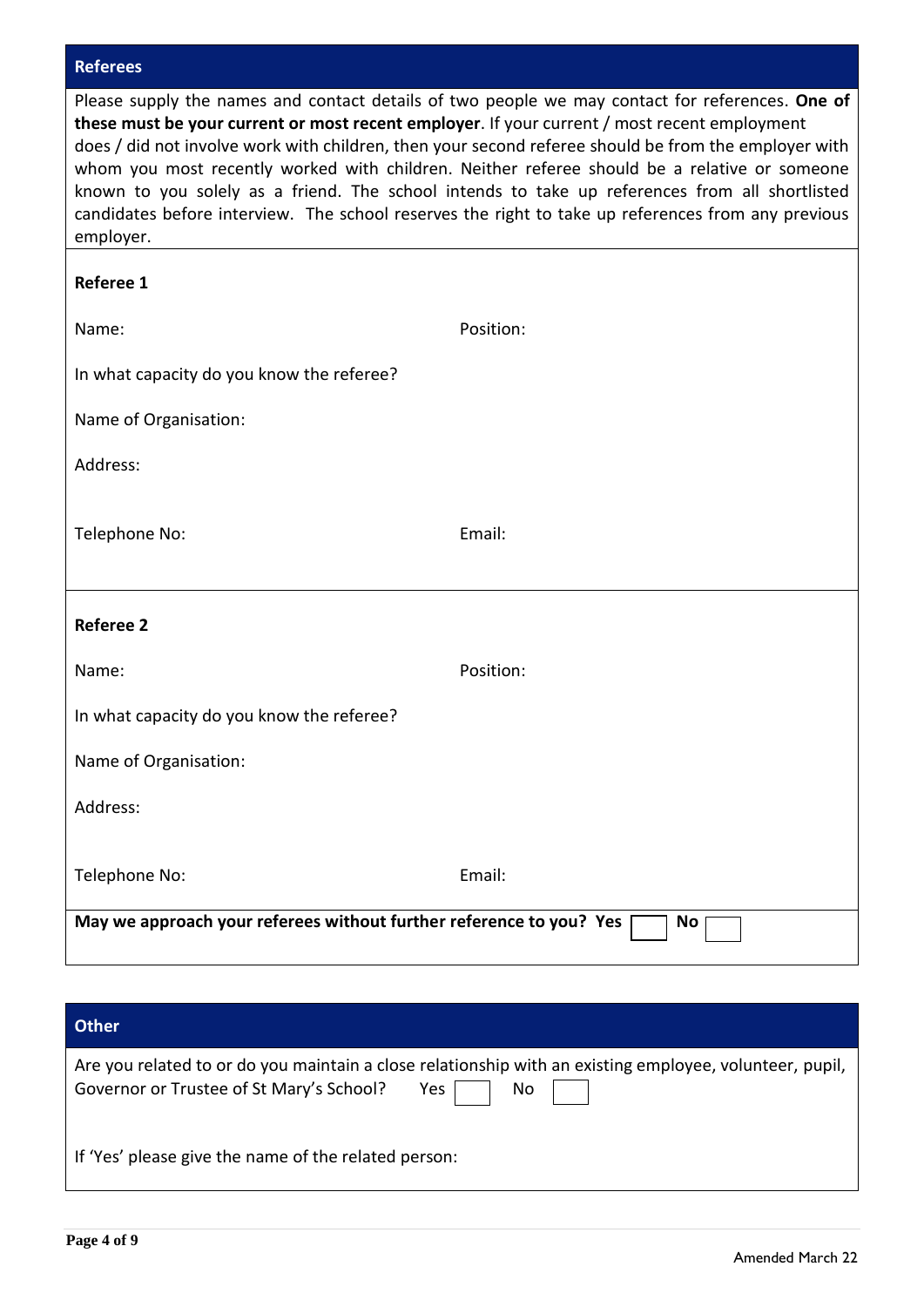## Referees

Please supply the names and contact details of two people we may contact for references. **One of these must be your current or most recent employer**. If your current / most recent employment does / did not involve work with children, then your second referee should be from the employer with whom you most recently worked with children. Neither referee should be a relative or someone known to you solely as a friend. The school intends to take up references from all shortlisted candidates before interview. The school reserves the right to take up references from any previous employer.

**Referee 1**

Name: Position:

In what capacity do you know the referee?

Name of Organisation:

Address:

Telephone No: Email:

**Referee 2**

Name: Position:

In what capacity do you know the referee?

Name of Organisation:

Address:

Telephone No: Email:

**May we approach your referees without further reference to you? Yes ☐ No ☐**

## Other

Are you related to or do you maintain a close relationship with an existing employee, volunteer, pupil, Governor or Trustee of St Mary's School? Yes ☐ No ☐

If 'Yes' please give the name of the related person:

Amended March 22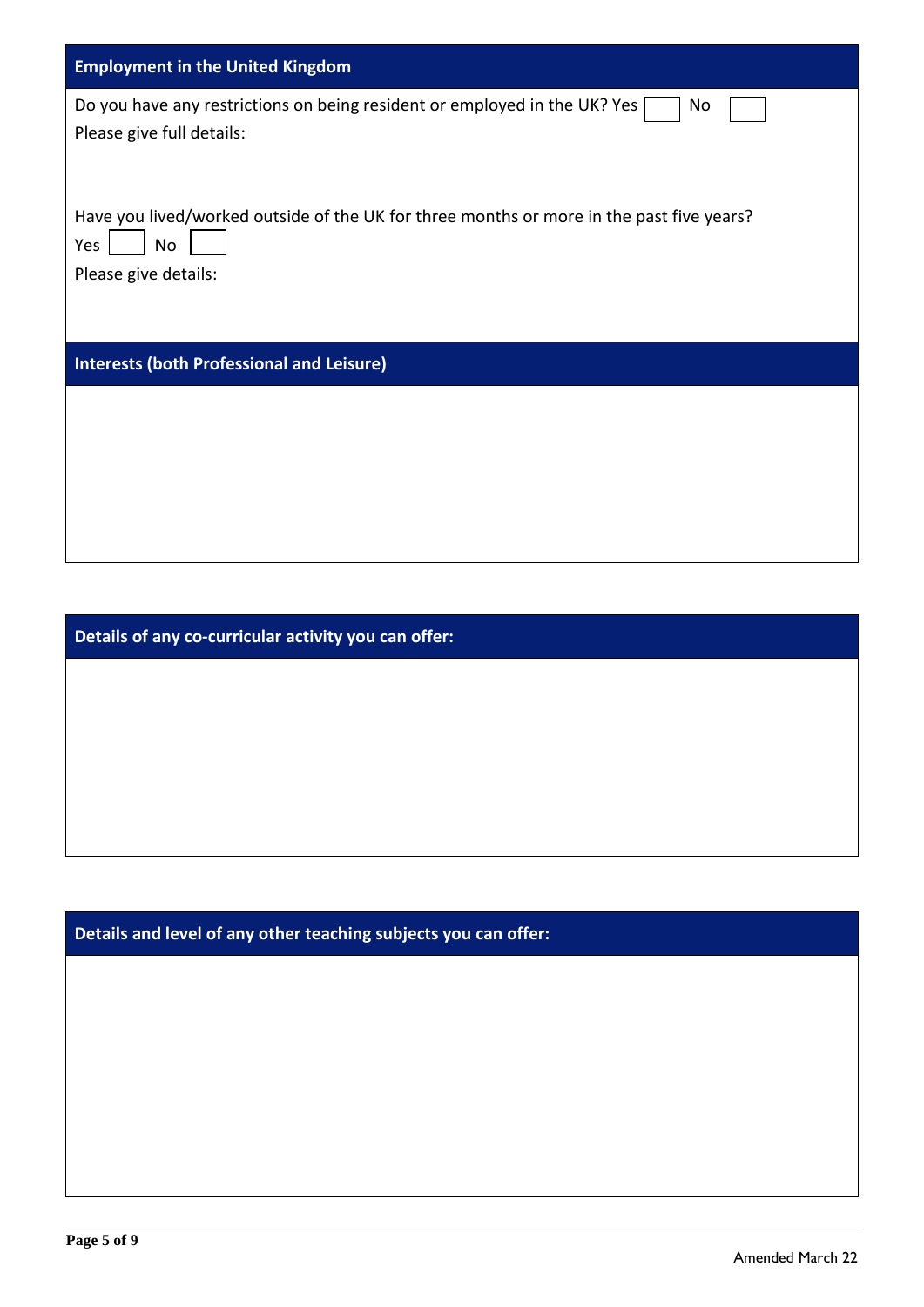## Employment in the United Kingdom

Do you have any restrictions on being resident or employed in the UK? Yes ☐ No ☐

Please give full details:

Have you lived/worked outside of the UK for three months or more in the past five years?

Yes ☐ No ☐

Please give details:

## Interests (both Professional and Leisure)

## Details of any co-curricular activity you can offer:

## Details and level of any other teaching subjects you can offer: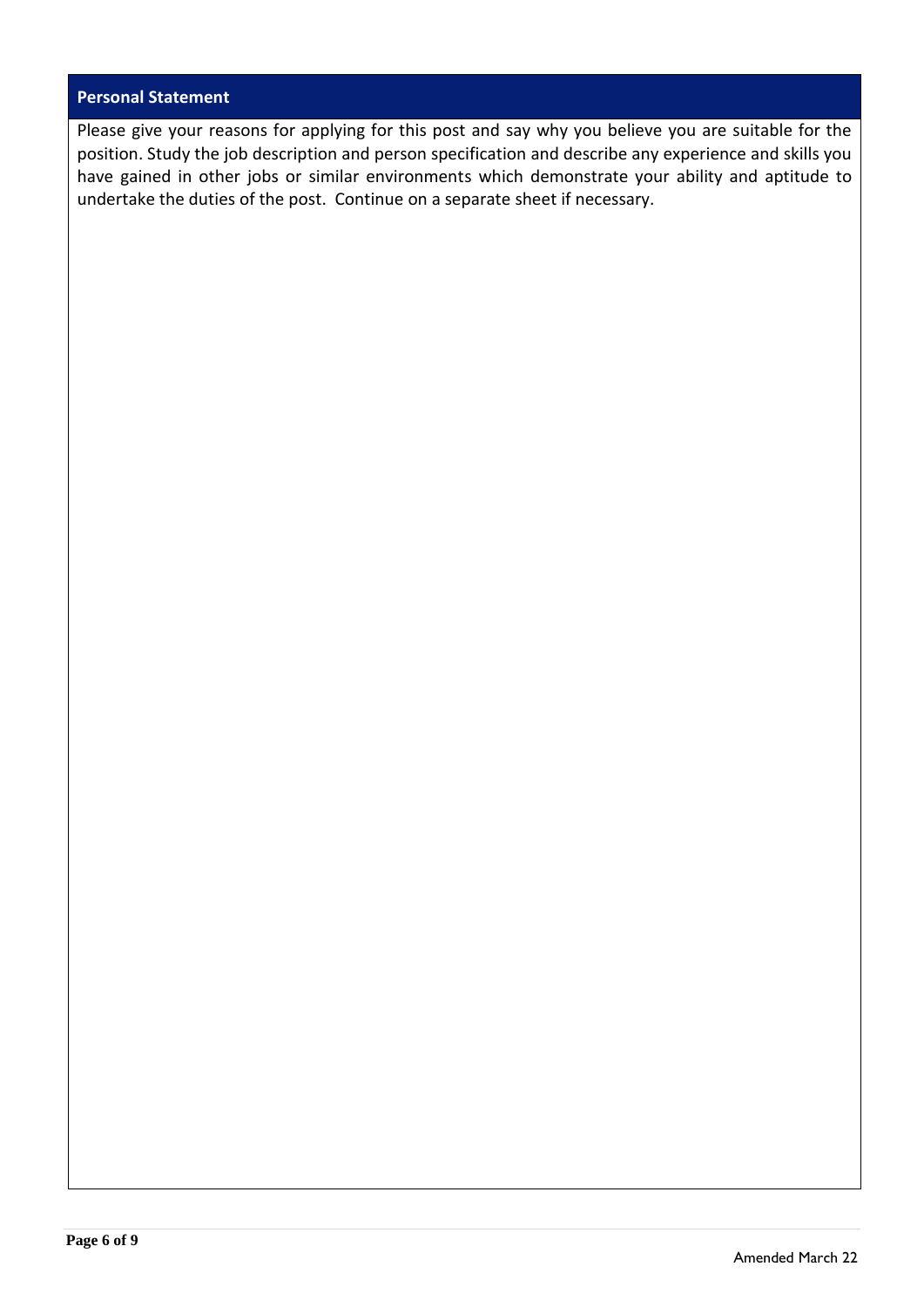## Personal Statement

Please give your reasons for applying for this post and say why you believe you are suitable for the position. Study the job description and person specification and describe any experience and skills you have gained in other jobs or similar environments which demonstrate your ability and aptitude to undertake the duties of the post. Continue on a separate sheet if necessary.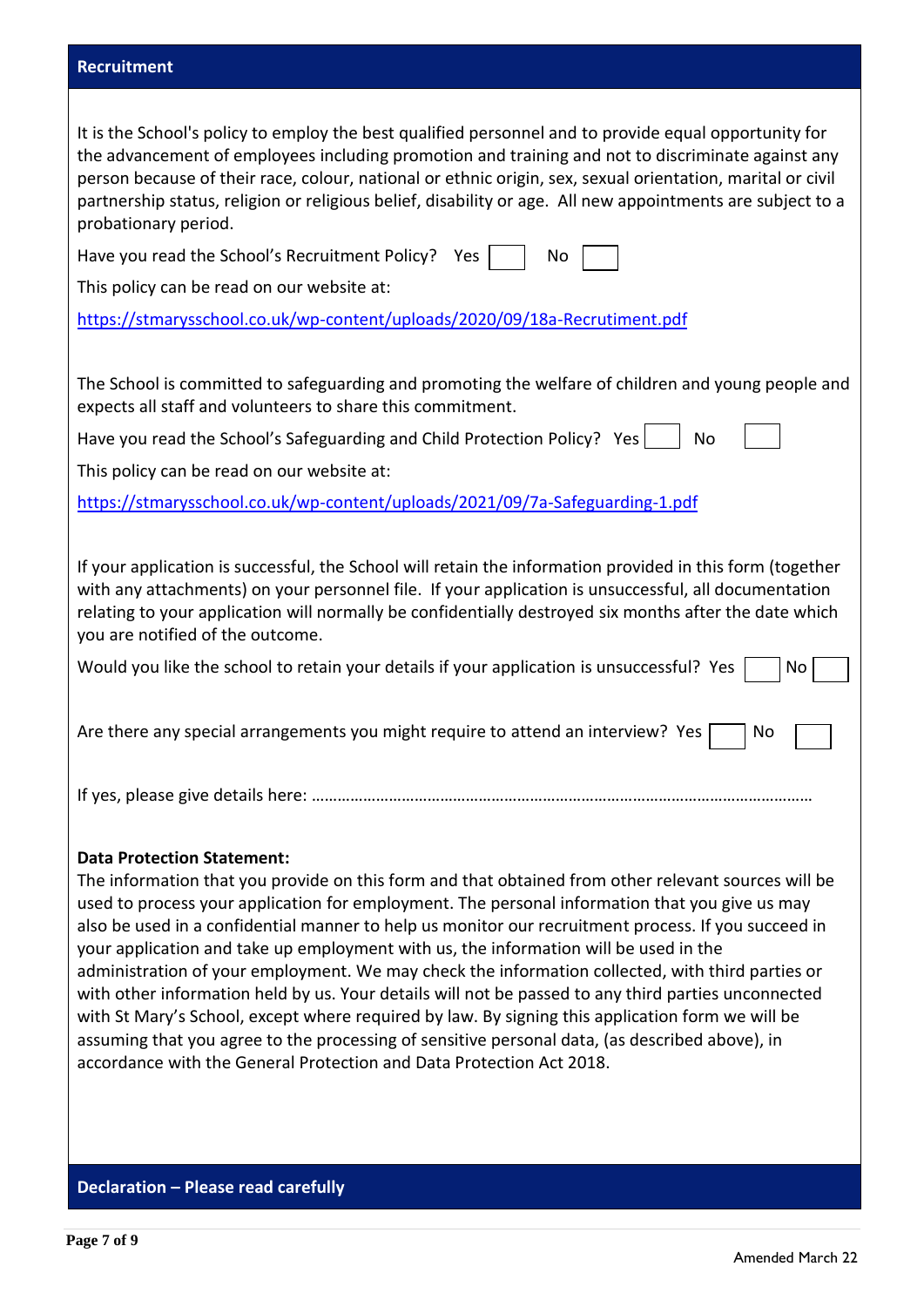## Recruitment

It is the School's policy to employ the best qualified personnel and to provide equal opportunity for the advancement of employees including promotion and training and not to discriminate against any person because of their race, colour, national or ethnic origin, sex, sexual orientation, marital or civil partnership status, religion or religious belief, disability or age. All new appointments are subject to a probationary period.

Have you read the School's Recruitment Policy? Yes ☐ No ☐

This policy can be read on our website at:

https://stmarysschool.co.uk/wp-content/uploads/2020/09/18a-Recrutiment.pdf

The School is committed to safeguarding and promoting the welfare of children and young people and expects all staff and volunteers to share this commitment.

Have you read the School's Safeguarding and Child Protection Policy? Yes ☐ No ☐

This policy can be read on our website at:

https://stmarysschool.co.uk/wp-content/uploads/2021/09/7a-Safeguarding-1.pdf

If your application is successful, the School will retain the information provided in this form (together with any attachments) on your personnel file. If your application is unsuccessful, all documentation relating to your application will normally be confidentially destroyed six months after the date which you are notified of the outcome.

Would you like the school to retain your details if your application is unsuccessful? Yes ☐ No ☐

Are there any special arrangements you might require to attend an interview? Yes ☐ No ☐

If yes, please give details here: …………………………………………………………………………………………………………

**Data Protection Statement:**

The information that you provide on this form and that obtained from other relevant sources will be used to process your application for employment. The personal information that you give us may also be used in a confidential manner to help us monitor our recruitment process. If you succeed in your application and take up employment with us, the information will be used in the administration of your employment. We may check the information collected, with third parties or with other information held by us. Your details will not be passed to any third parties unconnected with St Mary's School, except where required by law. By signing this application form we will be assuming that you agree to the processing of sensitive personal data, (as described above), in accordance with the General Protection and Data Protection Act 2018.

## Declaration – Please read carefully

Amended March 22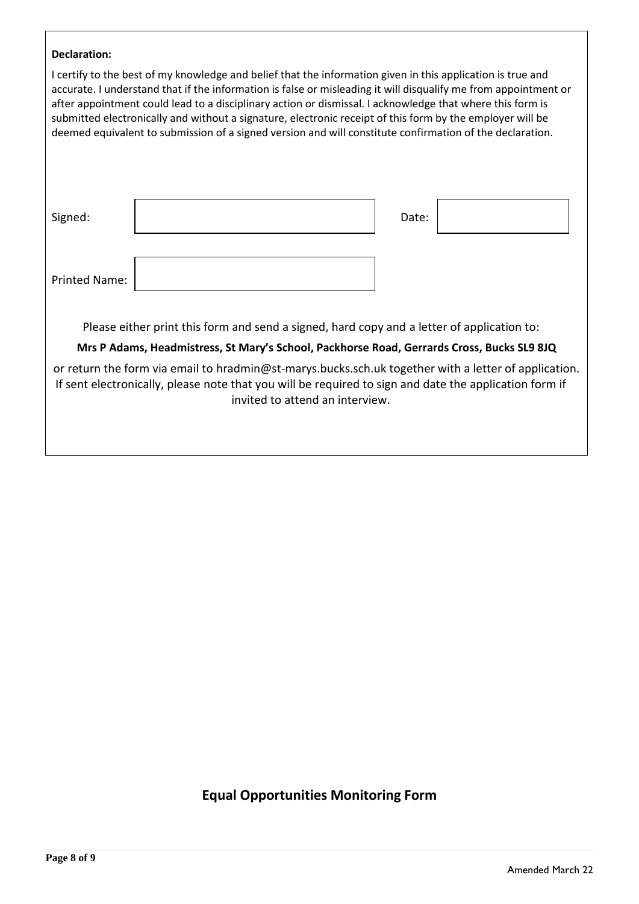**Declaration:**

I certify to the best of my knowledge and belief that the information given in this application is true and accurate. I understand that if the information is false or misleading it will disqualify me from appointment or after appointment could lead to a disciplinary action or dismissal. I acknowledge that where this form is submitted electronically and without a signature, electronic receipt of this form by the employer will be deemed equivalent to submission of a signed version and will constitute confirmation of the declaration.

| Signed: | | Date: | |
|---|---|---|---|
| Printed Name: | | | |

Please either print this form and send a signed, hard copy and a letter of application to:

**Mrs P Adams, Headmistress, St Mary's School, Packhorse Road, Gerrards Cross, Bucks SL9 8JQ**

or return the form via email to hradmin@st-marys.bucks.sch.uk together with a letter of application. If sent electronically, please note that you will be required to sign and date the application form if invited to attend an interview.

## Equal Opportunities Monitoring Form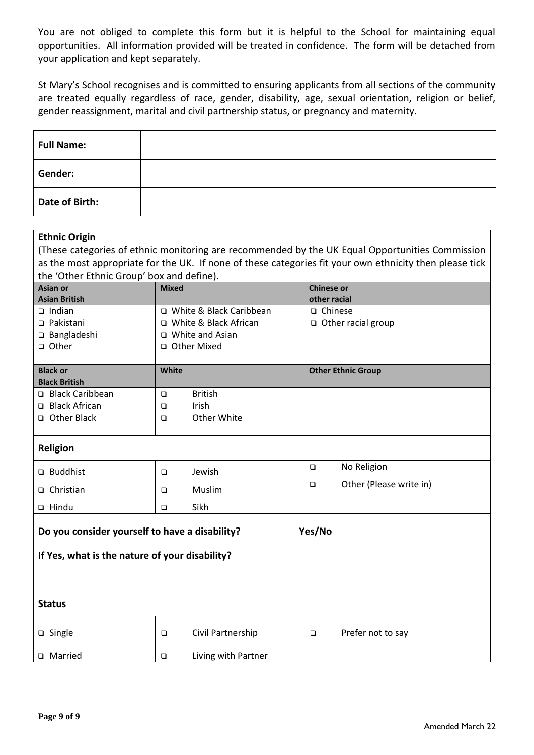You are not obliged to complete this form but it is helpful to the School for maintaining equal opportunities. All information provided will be treated in confidence. The form will be detached from your application and kept separately.

St Mary's School recognises and is committed to ensuring applicants from all sections of the community are treated equally regardless of race, gender, disability, age, sexual orientation, religion or belief, gender reassignment, marital and civil partnership status, or pregnancy and maternity.

| | |
|---|---|
| **Full Name:** | |
| **Gender:** | |
| **Date of Birth:** | |

**Ethnic Origin**

(These categories of ethnic monitoring are recommended by the UK Equal Opportunities Commission as the most appropriate for the UK. If none of these categories fit your own ethnicity then please tick the 'Other Ethnic Group' box and define).

| **Asian or Asian British** | **Mixed** | **Chinese or other racial** |
|---|---|---|
| ❑ Indian<br>❑ Pakistani<br>❑ Bangladeshi<br>❑ Other | ❑ White & Black Caribbean<br>❑ White & Black African<br>❑ White and Asian<br>❑ Other Mixed | ❑ Chinese<br>❑ Other racial group |
| **Black or Black British** | **White** | **Other Ethnic Group** |
| ❑ Black Caribbean<br>❑ Black African<br>❑ Other Black | ❑ British<br>❑ Irish<br>❑ Other White | |

**Religion**

| | | |
|---|---|---|
| ❑ Buddhist | ❑ Jewish | ❑ No Religion |
| ❑ Christian | ❑ Muslim | ❑ Other (Please write in) |
| ❑ Hindu | ❑ Sikh | |

**Do you consider yourself to have a disability?** **Yes/No**

**If Yes, what is the nature of your disability?**

**Status**

| | | |
|---|---|---|
| ❑ Single | ❑ Civil Partnership | ❑ Prefer not to say |
| ❑ Married | ❑ Living with Partner | |

Amended March 22